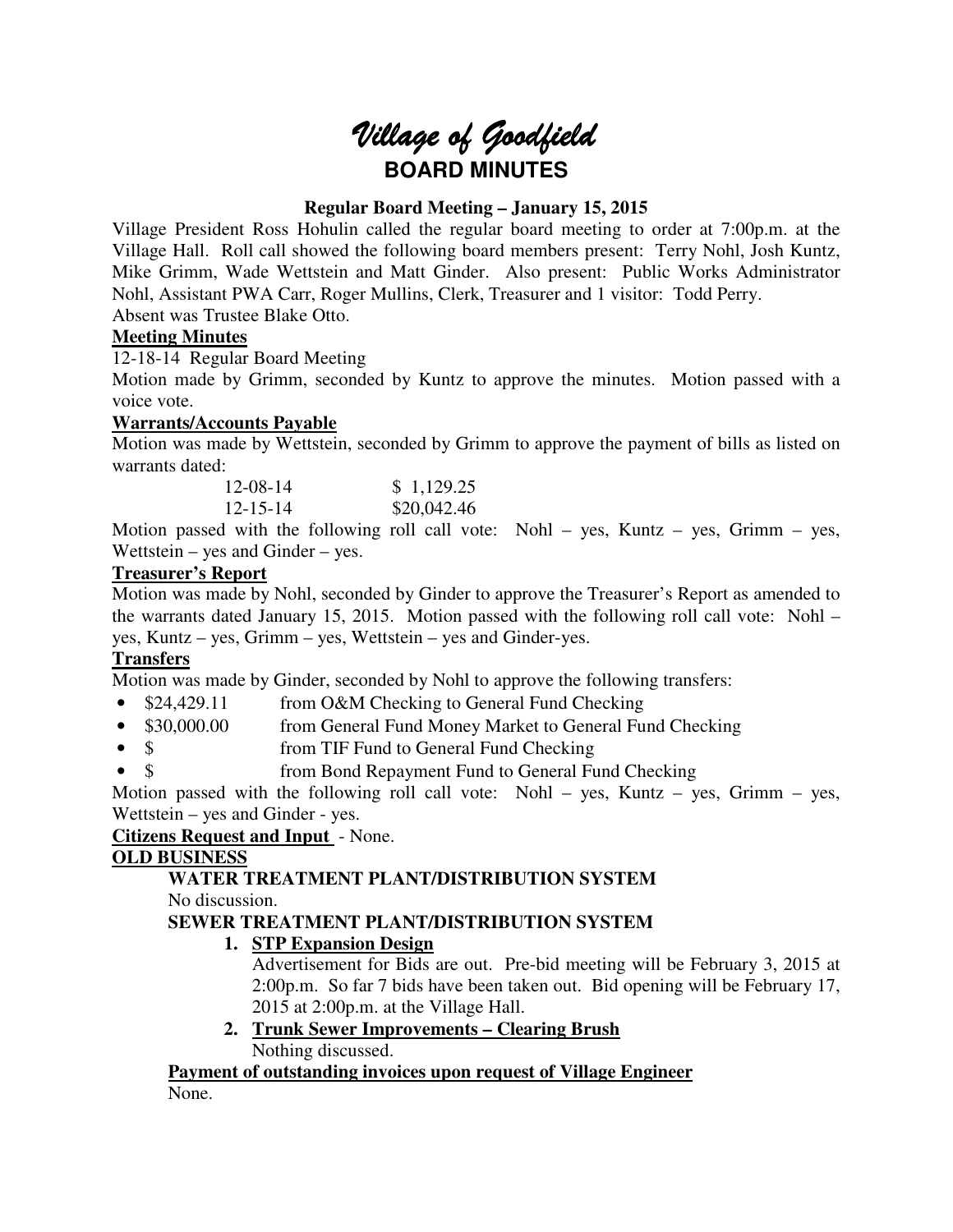# *Village of Goodfield*

## BOARD MINUTES

**Regular Board Meeting – January 15, 2015**

Village President Ross Hohulin called the regular board meeting to order at 7:00p.m. at the Village Hall. Roll call showed the following board members present: Terry Nohl, Josh Kuntz, Mike Grimm, Wade Wettstein and Matt Ginder. Also present: Public Works Administrator Nohl, Assistant PWA Carr, Roger Mullins, Clerk, Treasurer and 1 visitor: Todd Perry.
Absent was Trustee Blake Otto.

**Meeting Minutes**

12-18-14 Regular Board Meeting

Motion made by Grimm, seconded by Kuntz to approve the minutes. Motion passed with a voice vote.

**Warrants/Accounts Payable**

Motion was made by Wettstein, seconded by Grimm to approve the payment of bills as listed on warrants dated:

| | |
|---|---|
| 12-08-14 | $ 1,129.25 |
| 12-15-14 | $20,042.46 |

Motion passed with the following roll call vote: Nohl – yes, Kuntz – yes, Grimm – yes, Wettstein – yes and Ginder – yes.

**Treasurer's Report**

Motion was made by Nohl, seconded by Ginder to approve the Treasurer's Report as amended to the warrants dated January 15, 2015. Motion passed with the following roll call vote: Nohl – yes, Kuntz – yes, Grimm – yes, Wettstein – yes and Ginder-yes.

**Transfers**

Motion was made by Ginder, seconded by Nohl to approve the following transfers:

- $24,429.11 from O&M Checking to General Fund Checking
- $30,000.00 from General Fund Money Market to General Fund Checking
- $ from TIF Fund to General Fund Checking
- $ from Bond Repayment Fund to General Fund Checking

Motion passed with the following roll call vote: Nohl – yes, Kuntz – yes, Grimm – yes, Wettstein – yes and Ginder - yes.

**Citizens Request and Input** - None.

**OLD BUSINESS**

**WATER TREATMENT PLANT/DISTRIBUTION SYSTEM**

No discussion.

**SEWER TREATMENT PLANT/DISTRIBUTION SYSTEM**

1. **STP Expansion Design**
   Advertisement for Bids are out. Pre-bid meeting will be February 3, 2015 at 2:00p.m. So far 7 bids have been taken out. Bid opening will be February 17, 2015 at 2:00p.m. at the Village Hall.
2. **Trunk Sewer Improvements – Clearing Brush**
   Nothing discussed.

**Payment of outstanding invoices upon request of Village Engineer**

None.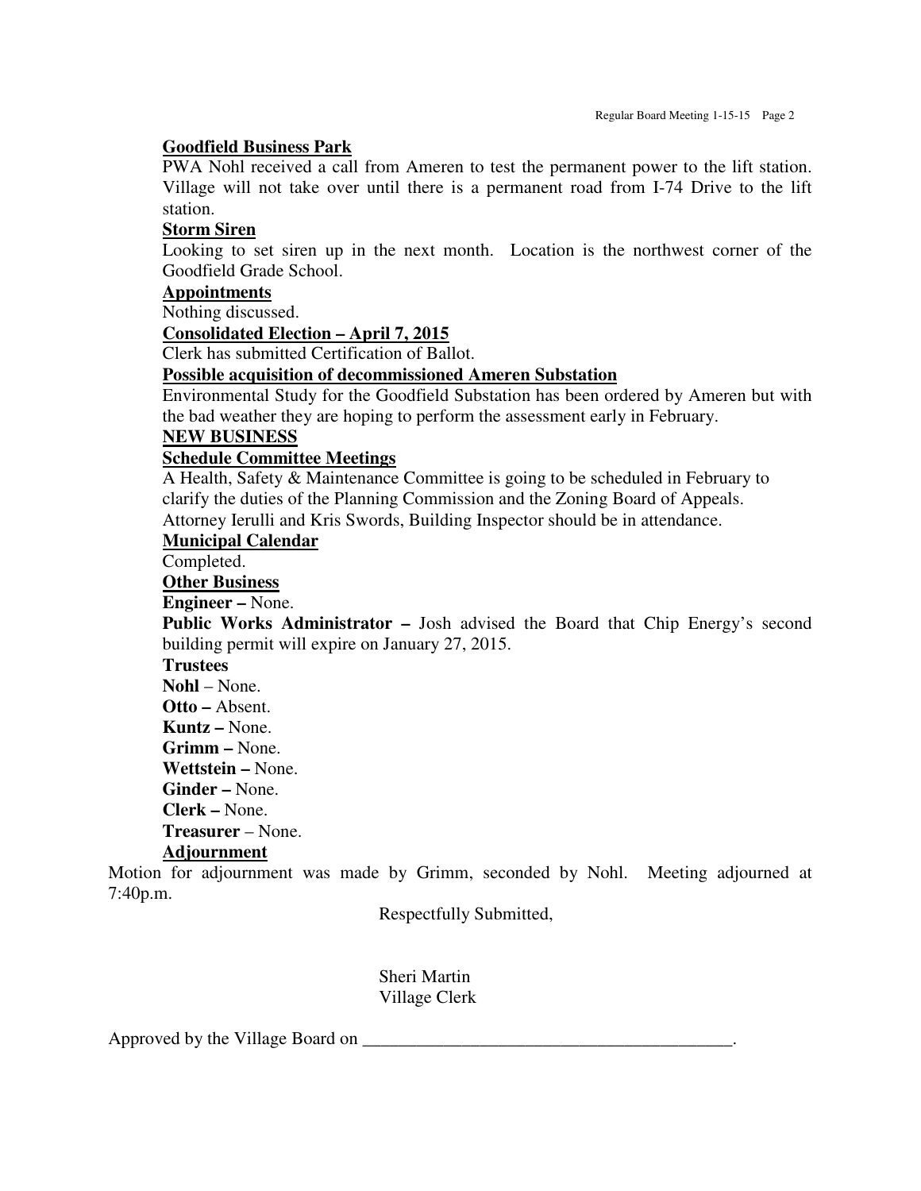**Goodfield Business Park**

PWA Nohl received a call from Ameren to test the permanent power to the lift station. Village will not take over until there is a permanent road from I-74 Drive to the lift station.

**Storm Siren**

Looking to set siren up in the next month. Location is the northwest corner of the Goodfield Grade School.

**Appointments**

Nothing discussed.

**Consolidated Election – April 7, 2015**

Clerk has submitted Certification of Ballot.

**Possible acquisition of decommissioned Ameren Substation**

Environmental Study for the Goodfield Substation has been ordered by Ameren but with the bad weather they are hoping to perform the assessment early in February.

**NEW BUSINESS**

**Schedule Committee Meetings**

A Health, Safety & Maintenance Committee is going to be scheduled in February to clarify the duties of the Planning Commission and the Zoning Board of Appeals. Attorney Ierulli and Kris Swords, Building Inspector should be in attendance.

**Municipal Calendar**

Completed.

**Other Business**

**Engineer –** None.

**Public Works Administrator –** Josh advised the Board that Chip Energy's second building permit will expire on January 27, 2015.

**Trustees**

**Nohl** – None.
**Otto –** Absent.
**Kuntz –** None.
**Grimm –** None.
**Wettstein –** None.
**Ginder –** None.
**Clerk –** None.
**Treasurer** – None.

**Adjournment**

Motion for adjournment was made by Grimm, seconded by Nohl. Meeting adjourned at 7:40p.m.

Respectfully Submitted,

Sheri Martin
Village Clerk

Approved by the Village Board on ___________________________________________.